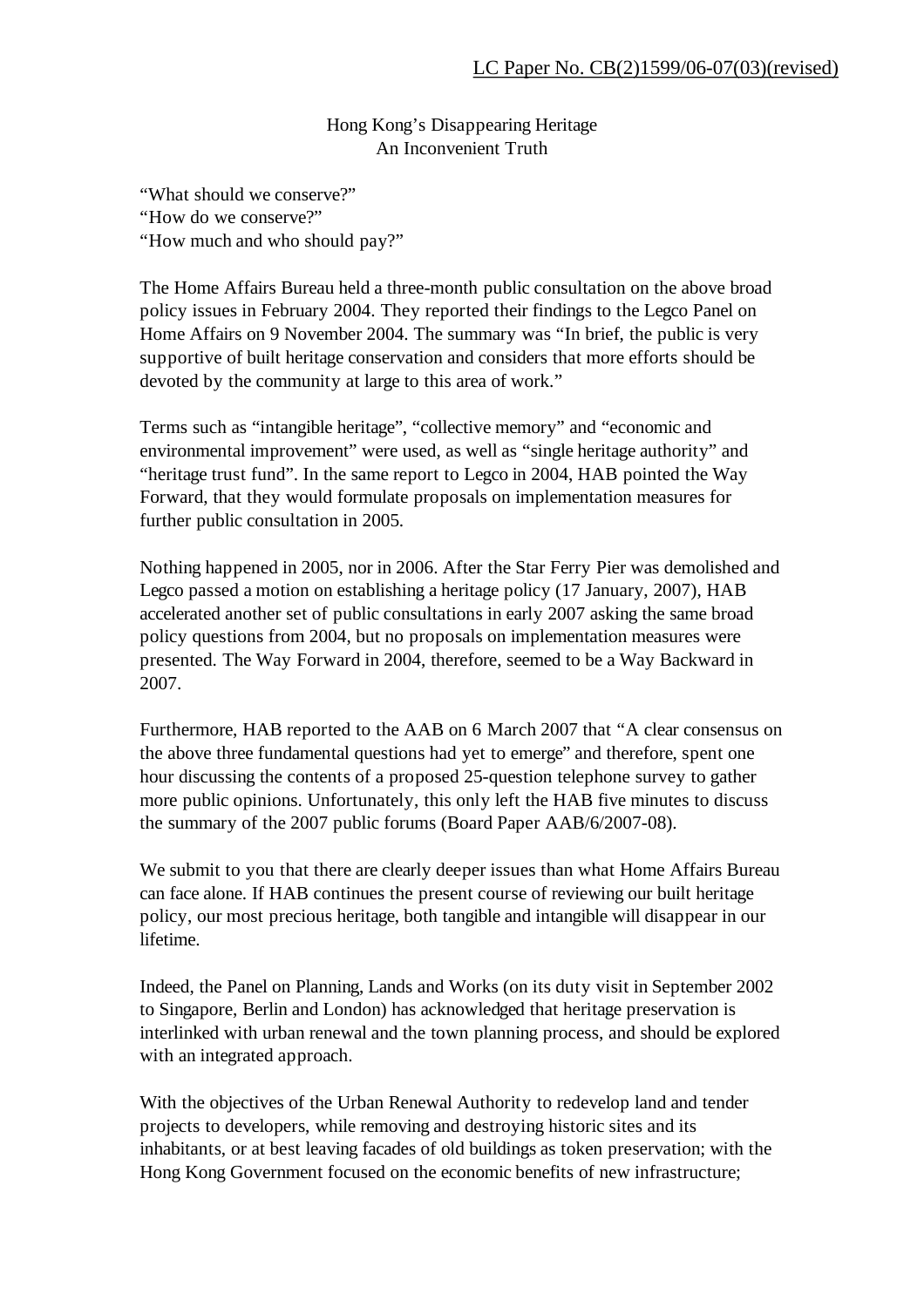LC Paper No. CB(2)1599/06-07(03)(revised)

# Hong Kong's Disappearing Heritage
## An Inconvenient Truth

"What should we conserve?"
"How do we conserve?"
"How much and who should pay?"

The Home Affairs Bureau held a three-month public consultation on the above broad policy issues in February 2004. They reported their findings to the Legco Panel on Home Affairs on 9 November 2004. The summary was "In brief, the public is very supportive of built heritage conservation and considers that more efforts should be devoted by the community at large to this area of work."

Terms such as "intangible heritage", "collective memory" and "economic and environmental improvement" were used, as well as "single heritage authority" and "heritage trust fund". In the same report to Legco in 2004, HAB pointed the Way Forward, that they would formulate proposals on implementation measures for further public consultation in 2005.

Nothing happened in 2005, nor in 2006. After the Star Ferry Pier was demolished and Legco passed a motion on establishing a heritage policy (17 January, 2007), HAB accelerated another set of public consultations in early 2007 asking the same broad policy questions from 2004, but no proposals on implementation measures were presented. The Way Forward in 2004, therefore, seemed to be a Way Backward in 2007.

Furthermore, HAB reported to the AAB on 6 March 2007 that "A clear consensus on the above three fundamental questions had yet to emerge" and therefore, spent one hour discussing the contents of a proposed 25-question telephone survey to gather more public opinions. Unfortunately, this only left the HAB five minutes to discuss the summary of the 2007 public forums (Board Paper AAB/6/2007-08).

We submit to you that there are clearly deeper issues than what Home Affairs Bureau can face alone. If HAB continues the present course of reviewing our built heritage policy, our most precious heritage, both tangible and intangible will disappear in our lifetime.

Indeed, the Panel on Planning, Lands and Works (on its duty visit in September 2002 to Singapore, Berlin and London) has acknowledged that heritage preservation is interlinked with urban renewal and the town planning process, and should be explored with an integrated approach.

With the objectives of the Urban Renewal Authority to redevelop land and tender projects to developers, while removing and destroying historic sites and its inhabitants, or at best leaving facades of old buildings as token preservation; with the Hong Kong Government focused on the economic benefits of new infrastructure;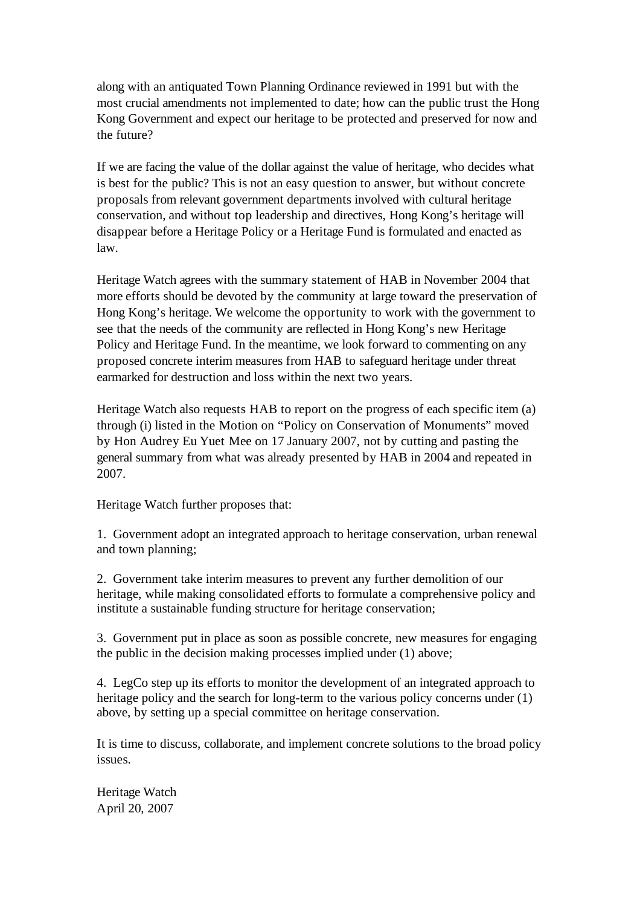along with an antiquated Town Planning Ordinance reviewed in 1991 but with the most crucial amendments not implemented to date; how can the public trust the Hong Kong Government and expect our heritage to be protected and preserved for now and the future?

If we are facing the value of the dollar against the value of heritage, who decides what is best for the public? This is not an easy question to answer, but without concrete proposals from relevant government departments involved with cultural heritage conservation, and without top leadership and directives, Hong Kong's heritage will disappear before a Heritage Policy or a Heritage Fund is formulated and enacted as law.

Heritage Watch agrees with the summary statement of HAB in November 2004 that more efforts should be devoted by the community at large toward the preservation of Hong Kong's heritage. We welcome the opportunity to work with the government to see that the needs of the community are reflected in Hong Kong's new Heritage Policy and Heritage Fund. In the meantime, we look forward to commenting on any proposed concrete interim measures from HAB to safeguard heritage under threat earmarked for destruction and loss within the next two years.

Heritage Watch also requests HAB to report on the progress of each specific item (a) through (i) listed in the Motion on "Policy on Conservation of Monuments" moved by Hon Audrey Eu Yuet Mee on 17 January 2007, not by cutting and pasting the general summary from what was already presented by HAB in 2004 and repeated in 2007.

Heritage Watch further proposes that:

1. Government adopt an integrated approach to heritage conservation, urban renewal and town planning;

2. Government take interim measures to prevent any further demolition of our heritage, while making consolidated efforts to formulate a comprehensive policy and institute a sustainable funding structure for heritage conservation;

3. Government put in place as soon as possible concrete, new measures for engaging the public in the decision making processes implied under (1) above;

4. LegCo step up its efforts to monitor the development of an integrated approach to heritage policy and the search for long-term to the various policy concerns under (1) above, by setting up a special committee on heritage conservation.

It is time to discuss, collaborate, and implement concrete solutions to the broad policy issues.

Heritage Watch  
April 20, 2007